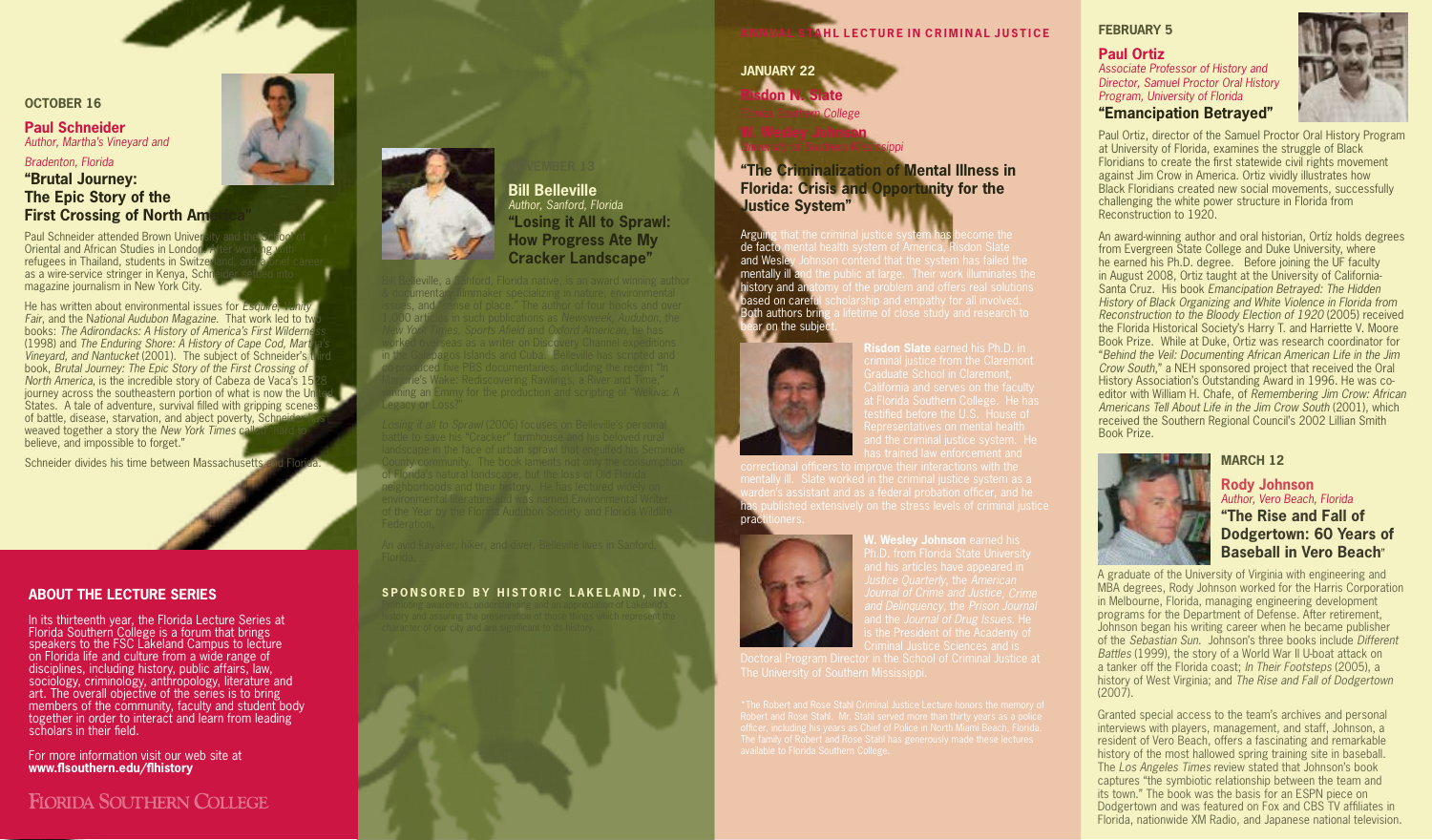## OCTOBER 16

**Paul Schneider**
*Author, Martha's Vineyard and Bradenton, Florida*

### "Brutal Journey: The Epic Story of the First Crossing of North America"

Paul Schneider attended Brown University and the School of Oriental and African Studies in London. After working with refugees in Thailand, students in Switzerland, and a brief career as a wire-service stringer in Kenya, Schneider settled into magazine journalism in New York City.

He has written about environmental issues for *Esquire*, *Vanity Fair*, and the *National Audubon Magazine*. That work led to two books: *The Adirondacks: A History of America's First Wilderness* (1998) and *The Enduring Shore: A History of Cape Cod, Martha's Vineyard, and Nantucket* (2001). The subject of Schneider's third book, *Brutal Journey: The Epic Story of the First Crossing of North America*, is the incredible story of Cabeza de Vaca's 1528 journey across the southeastern portion of what is now the United States. A tale of adventure, survival filled with gripping scenes of battle, disease, starvation, and abject poverty, Schneider has weaved together a story the *New York Times* called "hard to believe, and impossible to forget."

Schneider divides his time between Massachusetts and Florida.

## ABOUT THE LECTURE SERIES

In its thirteenth year, the Florida Lecture Series at Florida Southern College is a forum that brings speakers to the FSC Lakeland Campus to lecture on Florida life and culture from a wide range of disciplines, including history, public affairs, law, sociology, criminology, anthropology, literature and art. The overall objective of the series is to bring members of the community, faculty and student body together in order to interact and learn from leading scholars in their field.

For more information visit our web site at **www.flsouthern.edu/flhistory**

FLORIDA SOUTHERN COLLEGE

## NOVEMBER 13

**Bill Belleville**
*Author, Sanford, Florida*

### "Losing it All to Sprawl: How Progress Ate My Cracker Landscape"

Bill Belleville, a Sanford, Florida native, is an award winning author, documentary filmmaker specializing in nature, environmental issues, and "sense of place." The author of four books and over 1,000 articles in such publications as *Newsweek*, *Audubon*, the *New York Times*, *Sports Afield* and *Oxford American*, he has worked overseas as a writer on Discovery Channel expeditions in the Galapagos Islands and Cuba. Belleville has scripted and co-produced five PBS documentaries, including the recent "In Marjorie's Wake: Rediscovering Rawlings, a River and Time," winning an Emmy for the production and scripting of "Wekiva: A Legacy or Loss?"

*Losing it all to Sprawl* (2006) focuses on Belleville's personal battle to save his "Cracker" farmhouse and his beloved rural landscape in the face of urban sprawl that engulfed his Seminole County community. The book laments not only the consumption of Florida's natural landscape, but the loss of Old Florida neighborhoods and their history. He has lectured widely on environmental literature and was named Environmental Writer of the Year by the Florida Audubon Society and Florida Wildlife Federation.

An avid kayaker, hiker, and diver, Belleville lives in Sanford, Florida.

**SPONSORED BY HISTORIC LAKELAND, INC.**

Promoting awareness, understanding and an appreciation of Lakeland's history and assuring the preservation of those things which represent the character of our city and are significant to its history.

## ANNUAL STAHL LECTURE IN CRIMINAL JUSTICE

## JANUARY 22

**Risdon N. Slate**
*Florida Southern College*

**W. Wesley Johnson**
*University of Southern Mississippi*

### "The Criminalization of Mental Illness in Florida: Crisis and Opportunity for the Justice System"

Arguing that the criminal justice system has become the de facto mental health system of America, Risdon Slate and Wesley Johnson contend that the system has failed the mentally ill and the public at large. Their work illuminates the history and anatomy of the problem and offers real solutions based on careful scholarship and empathy for all involved. Both authors bring a lifetime of close study and research to bear on the subject.

**Risdon Slate** earned his Ph.D. in criminal justice from the Claremont Graduate School in Claremont, California and serves on the faculty at Florida Southern College. He has testified before the U.S. House of Representatives on mental health and the criminal justice system. He has trained law enforcement and correctional officers to improve their interactions with the mentally ill. Slate worked in the criminal justice system as a warden's assistant and as a federal probation officer, and he has published extensively on the stress levels of criminal justice practitioners.

**W. Wesley Johnson** earned his Ph.D. from Florida State University and his articles have appeared in *Justice Quarterly*, the *American Journal of Crime and Justice*, *Crime and Delinquency*, the *Prison Journal* and the *Journal of Drug Issues*. He is the President of the Academy of Criminal Justice Sciences and is Doctoral Program Director in the School of Criminal Justice at The University of Southern Mississippi.

*The Robert and Rose Stahl Criminal Justice Lecture honors the memory of Robert and Rose Stahl. Mr. Stahl served more than thirty years as a police officer, including his years as Chief of Police in North Miami Beach, Florida. The family of Robert and Rose Stahl has generously made these lectures available to Florida Southern College.

## FEBRUARY 5

**Paul Ortiz**
*Associate Professor of History and Director, Samuel Proctor Oral History Program, University of Florida*

### "Emancipation Betrayed"

Paul Ortiz, director of the Samuel Proctor Oral History Program at University of Florida, examines the struggle of Black Floridians to create the first statewide civil rights movement against Jim Crow in America. Ortiz vividly illustrates how Black Floridians created new social movements, successfully challenging the white power structure in Florida from Reconstruction to 1920.

An award-winning author and oral historian, Ortiz holds degrees from Evergreen State College and Duke University, where he earned his Ph.D. degree. Before joining the UF faculty in August 2008, Ortiz taught at the University of California-Santa Cruz. His book *Emancipation Betrayed: The Hidden History of Black Organizing and White Violence in Florida from Reconstruction to the Bloody Election of 1920* (2005) received the Florida Historical Society's Harry T. and Harriette V. Moore Book Prize. While at Duke, Ortiz was research coordinator for "*Behind the Veil: Documenting African American Life in the Jim Crow South*," a NEH sponsored project that received the Oral History Association's Outstanding Award in 1996. He was co-editor with William H. Chafe, of *Remembering Jim Crow: African Americans Tell About Life in the Jim Crow South* (2001), which received the Southern Regional Council's 2002 Lillian Smith Book Prize.

## MARCH 12

**Rody Johnson**
*Author, Vero Beach, Florida*

### "The Rise and Fall of Dodgertown: 60 Years of Baseball in Vero Beach"

A graduate of the University of Virginia with engineering and MBA degrees, Rody Johnson worked for the Harris Corporation in Melbourne, Florida, managing engineering development programs for the Department of Defense. After retirement, Johnson began his writing career when he became publisher of the *Sebastian Sun*. Johnson's three books include *Different Battles* (1999), the story of a World War II U-boat attack on a tanker off the Florida coast; *In Their Footsteps* (2005), a history of West Virginia; and *The Rise and Fall of Dodgertown* (2007).

Granted special access to the team's archives and personal interviews with players, management, and staff, Johnson, a resident of Vero Beach, offers a fascinating and remarkable history of the most hallowed spring training site in baseball. The *Los Angeles Times* review stated that Johnson's book captures "the symbiotic relationship between the team and its town." The book was the basis for an ESPN piece on Dodgertown and was featured on Fox and CBS TV affiliates in Florida, nationwide XM Radio, and Japanese national television.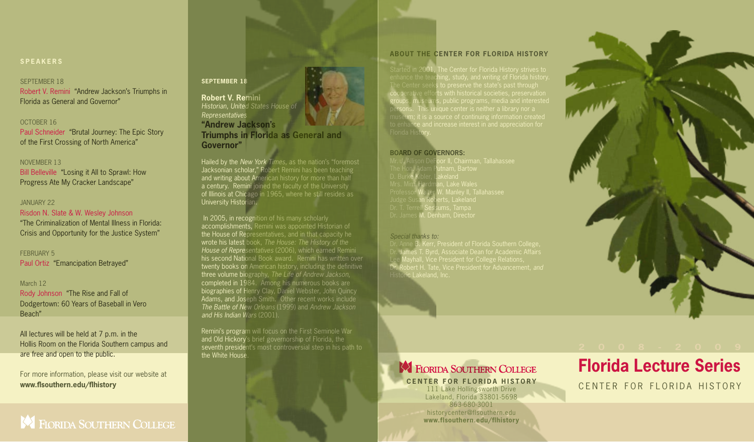## SPEAKERS

SEPTEMBER 18
Robert V. Remini "Andrew Jackson's Triumphs in Florida as General and Governor"

OCTOBER 16
Paul Schneider "Brutal Journey: The Epic Story of the First Crossing of North America"

NOVEMBER 13
Bill Belleville "Losing it All to Sprawl: How Progress Ate My Cracker Landscape"

JANUARY 22
Risdon N. Slate & W. Wesley Johnson
"The Criminalization of Mental Illness in Florida: Crisis and Opportunity for the Justice System"

FEBRUARY 5
Paul Ortiz "Emancipation Betrayed"

March 12
Rody Johnson "The Rise and Fall of Dodgertown: 60 Years of Baseball in Vero Beach"

All lectures will be held at 7 p.m. in the Hollis Room on the Florida Southern campus and are free and open to the public.

For more information, please visit our website at **www.flsouthern.edu/flhistory**

FLORIDA SOUTHERN COLLEGE

**SEPTEMBER 18**

**Robert V. Remini**
*Historian, United States House of Representatives*
**"Andrew Jackson's Triumphs in Florida as General and Governor"**

Hailed by the *New York Times*, as the nation's "foremost Jacksonian scholar," Robert Remini has been teaching and writing about American history for more than half a century. Remini joined the faculty of the University of Illinois at Chicago in 1965, where he still resides as University Historian.

In 2005, in recognition of his many scholarly accomplishments, Remini was appointed Historian of the House of Representatives, and in that capacity he wrote his latest book, *The House: The History of the House of Representatives* (2006), which earned Remini his second National Book award. Remini has written over twenty books on American history, including the definitive three volume biography, *The Life of Andrew Jackson*, completed in 1984. Among his numerous books are biographies of Henry Clay, Daniel Webster, John Quincy Adams, and Joseph Smith. Other recent works include *The Battle of New Orleans* (1999) and *Andrew Jackson and His Indian Wars* (2001).

Remini's program will focus on the First Seminole War and Old Hickory's brief governorship of Florida, the seventh president's most controversial step in his path to the White House.

### ABOUT THE CENTER FOR FLORIDA HISTORY

Started in 2001, The Center for Florida History strives to enhance the teaching, study, and writing of Florida history. The Center seeks to preserve the state's past through cooperative efforts with historical societies, preservation groups, museums, public programs, media and interested persons. This unique center is neither a library nor a museum; it is a source of continuing information created to enhance and increase interest in and appreciation for Florida History.

**BOARD OF GOVERNORS:**
Mr. J. Allison DeFoor II, Chairman, Tallahassee
The Hon. Adam Putnam, Bartow
D. Burke Kibler, Lakeland
Mrs. Mimi Hardman, Lake Wales
Professor Walter W. Manley II, Tallahassee
Judge Susan Roberts, Lakeland
Dr. T. Terrell Sessums, Tampa
Dr. James M. Denham, Director

*Special thanks to:*
Dr. Anne B. Kerr, President of Florida Southern College,
Dr. James T. Byrd, Associate Dean for Academic Affairs
Lee Mayhall, Vice President for College Relations,
Dr. Robert H. Tate, Vice President for Advancement, *and* Historic Lakeland, Inc.

FLORIDA SOUTHERN COLLEGE
**CENTER FOR FLORIDA HISTORY**
111 Lake Hollingsworth Drive
Lakeland, Florida 33801-5698
863-680-3001
historycenter@flsouthern.edu
**www.flsouthern.edu/flhistory**

2008 - 2009
# Florida Lecture Series
CENTER FOR FLORIDA HISTORY